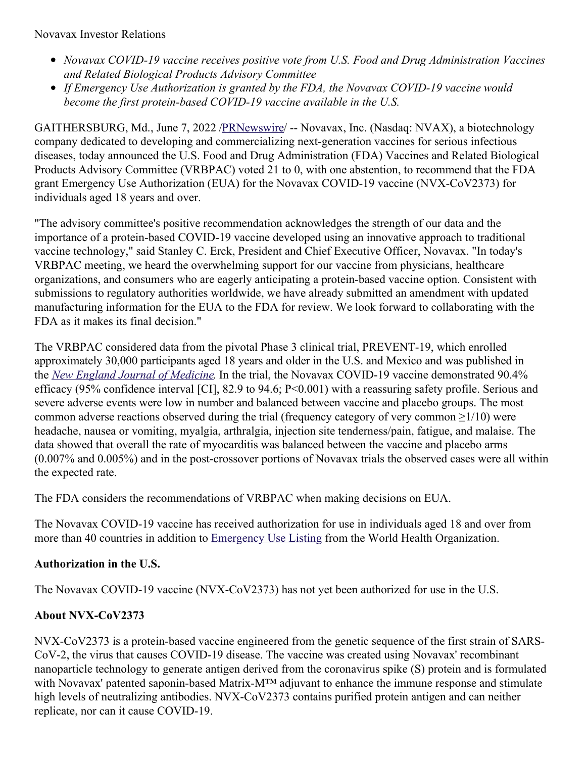Novavax Investor Relations

- *Novavax COVID-19 vaccine receives positive vote from U.S. Food and Drug Administration Vaccines and Related Biological Products Advisory Committee*
- *If Emergency Use Authorization is granted by the FDA, the Novavax COVID-19 vaccine would become the first protein-based COVID-19 vaccine available in the U.S.*

GAITHERSBURG, Md., June 7, 2022 /PRNewswire/ -- Novavax, Inc. (Nasdaq: NVAX), a biotechnology company dedicated to developing and commercializing next-generation vaccines for serious infectious diseases, today announced the U.S. Food and Drug Administration (FDA) Vaccines and Related Biological Products Advisory Committee (VRBPAC) voted 21 to 0, with one abstention, to recommend that the FDA grant Emergency Use Authorization (EUA) for the Novavax COVID-19 vaccine (NVX-CoV2373) for individuals aged 18 years and over.

"The advisory committee's positive recommendation acknowledges the strength of our data and the importance of a protein-based COVID-19 vaccine developed using an innovative approach to traditional vaccine technology," said Stanley C. Erck, President and Chief Executive Officer, Novavax. "In today's VRBPAC meeting, we heard the overwhelming support for our vaccine from physicians, healthcare organizations, and consumers who are eagerly anticipating a protein-based vaccine option. Consistent with submissions to regulatory authorities worldwide, we have already submitted an amendment with updated manufacturing information for the EUA to the FDA for review. We look forward to collaborating with the FDA as it makes its final decision."

The VRBPAC considered data from the pivotal Phase 3 clinical trial, PREVENT-19, which enrolled approximately 30,000 participants aged 18 years and older in the U.S. and Mexico and was published in the *New England Journal of Medicine*. In the trial, the Novavax COVID-19 vaccine demonstrated 90.4% efficacy (95% confidence interval [CI], 82.9 to 94.6; $P<0.001$) with a reassuring safety profile. Serious and severe adverse events were low in number and balanced between vaccine and placebo groups. The most common adverse reactions observed during the trial (frequency category of very common $\geq 1/10$) were headache, nausea or vomiting, myalgia, arthralgia, injection site tenderness/pain, fatigue, and malaise. The data showed that overall the rate of myocarditis was balanced between the vaccine and placebo arms (0.007% and 0.005%) and in the post-crossover portions of Novavax trials the observed cases were all within the expected rate.

The FDA considers the recommendations of VRBPAC when making decisions on EUA.

The Novavax COVID-19 vaccine has received authorization for use in individuals aged 18 and over from more than 40 countries in addition to Emergency Use Listing from the World Health Organization.

**Authorization in the U.S.**

The Novavax COVID-19 vaccine (NVX-CoV2373) has not yet been authorized for use in the U.S.

**About NVX-CoV2373**

NVX-CoV2373 is a protein-based vaccine engineered from the genetic sequence of the first strain of SARS-CoV-2, the virus that causes COVID-19 disease. The vaccine was created using Novavax' recombinant nanoparticle technology to generate antigen derived from the coronavirus spike (S) protein and is formulated with Novavax' patented saponin-based Matrix-M™ adjuvant to enhance the immune response and stimulate high levels of neutralizing antibodies. NVX-CoV2373 contains purified protein antigen and can neither replicate, nor can it cause COVID-19.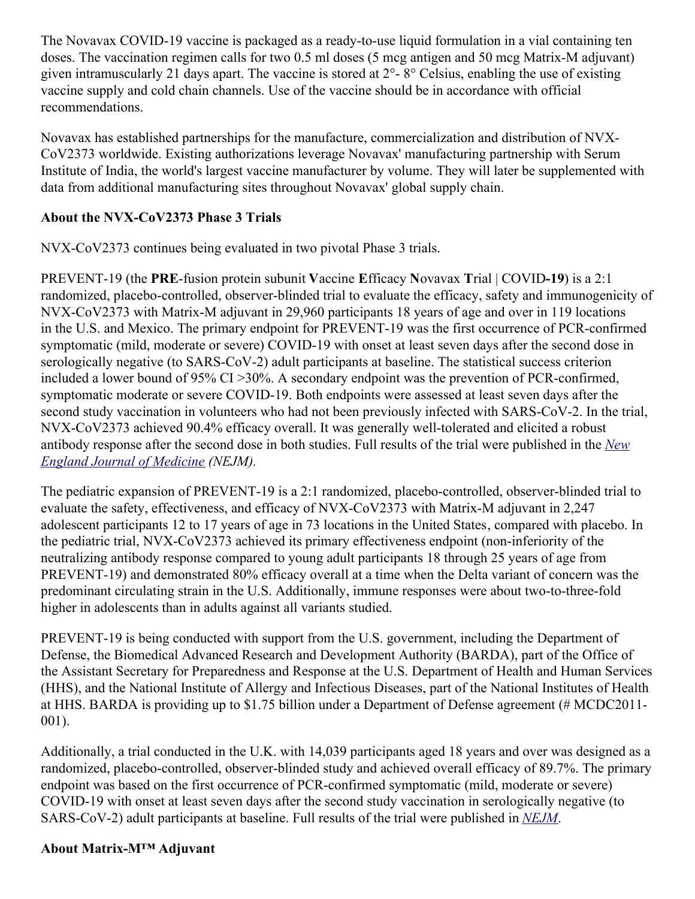The Novavax COVID-19 vaccine is packaged as a ready-to-use liquid formulation in a vial containing ten doses. The vaccination regimen calls for two 0.5 ml doses (5 mcg antigen and 50 mcg Matrix-M adjuvant) given intramuscularly 21 days apart. The vaccine is stored at 2°- 8° Celsius, enabling the use of existing vaccine supply and cold chain channels. Use of the vaccine should be in accordance with official recommendations.

Novavax has established partnerships for the manufacture, commercialization and distribution of NVX-CoV2373 worldwide. Existing authorizations leverage Novavax' manufacturing partnership with Serum Institute of India, the world's largest vaccine manufacturer by volume. They will later be supplemented with data from additional manufacturing sites throughout Novavax' global supply chain.

**About the NVX-CoV2373 Phase 3 Trials**

NVX-CoV2373 continues being evaluated in two pivotal Phase 3 trials.

PREVENT-19 (the **PRE**-fusion protein subunit **V**accine **E**fficacy **N**ovavax **T**rial | COVID**-19**) is a 2:1 randomized, placebo-controlled, observer-blinded trial to evaluate the efficacy, safety and immunogenicity of NVX-CoV2373 with Matrix-M adjuvant in 29,960 participants 18 years of age and over in 119 locations in the U.S. and Mexico. The primary endpoint for PREVENT-19 was the first occurrence of PCR-confirmed symptomatic (mild, moderate or severe) COVID-19 with onset at least seven days after the second dose in serologically negative (to SARS-CoV-2) adult participants at baseline. The statistical success criterion included a lower bound of 95% CI >30%. A secondary endpoint was the prevention of PCR-confirmed, symptomatic moderate or severe COVID-19. Both endpoints were assessed at least seven days after the second study vaccination in volunteers who had not been previously infected with SARS-CoV-2. In the trial, NVX-CoV2373 achieved 90.4% efficacy overall. It was generally well-tolerated and elicited a robust antibody response after the second dose in both studies. Full results of the trial were published in the *New England Journal of Medicine (NEJM)*.

The pediatric expansion of PREVENT-19 is a 2:1 randomized, placebo-controlled, observer-blinded trial to evaluate the safety, effectiveness, and efficacy of NVX-CoV2373 with Matrix-M adjuvant in 2,247 adolescent participants 12 to 17 years of age in 73 locations in the United States, compared with placebo. In the pediatric trial, NVX-CoV2373 achieved its primary effectiveness endpoint (non-inferiority of the neutralizing antibody response compared to young adult participants 18 through 25 years of age from PREVENT-19) and demonstrated 80% efficacy overall at a time when the Delta variant of concern was the predominant circulating strain in the U.S. Additionally, immune responses were about two-to-three-fold higher in adolescents than in adults against all variants studied.

PREVENT-19 is being conducted with support from the U.S. government, including the Department of Defense, the Biomedical Advanced Research and Development Authority (BARDA), part of the Office of the Assistant Secretary for Preparedness and Response at the U.S. Department of Health and Human Services (HHS), and the National Institute of Allergy and Infectious Diseases, part of the National Institutes of Health at HHS. BARDA is providing up to $1.75 billion under a Department of Defense agreement (# MCDC2011-001).

Additionally, a trial conducted in the U.K. with 14,039 participants aged 18 years and over was designed as a randomized, placebo-controlled, observer-blinded study and achieved overall efficacy of 89.7%. The primary endpoint was based on the first occurrence of PCR-confirmed symptomatic (mild, moderate or severe) COVID-19 with onset at least seven days after the second study vaccination in serologically negative (to SARS-CoV-2) adult participants at baseline. Full results of the trial were published in *NEJM*.

**About Matrix-M™ Adjuvant**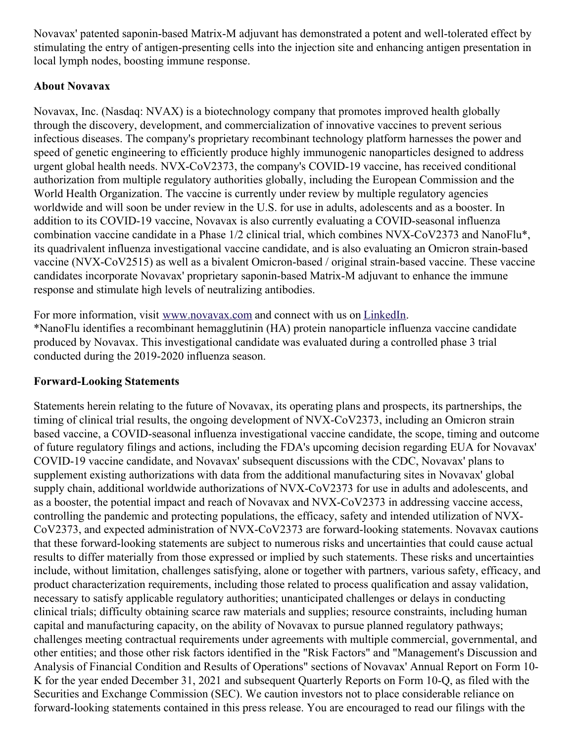Novavax' patented saponin-based Matrix-M adjuvant has demonstrated a potent and well-tolerated effect by stimulating the entry of antigen-presenting cells into the injection site and enhancing antigen presentation in local lymph nodes, boosting immune response.

**About Novavax**

Novavax, Inc. (Nasdaq: NVAX) is a biotechnology company that promotes improved health globally through the discovery, development, and commercialization of innovative vaccines to prevent serious infectious diseases. The company's proprietary recombinant technology platform harnesses the power and speed of genetic engineering to efficiently produce highly immunogenic nanoparticles designed to address urgent global health needs. NVX-CoV2373, the company's COVID-19 vaccine, has received conditional authorization from multiple regulatory authorities globally, including the European Commission and the World Health Organization. The vaccine is currently under review by multiple regulatory agencies worldwide and will soon be under review in the U.S. for use in adults, adolescents and as a booster. In addition to its COVID-19 vaccine, Novavax is also currently evaluating a COVID-seasonal influenza combination vaccine candidate in a Phase 1/2 clinical trial, which combines NVX-CoV2373 and NanoFlu*, its quadrivalent influenza investigational vaccine candidate, and is also evaluating an Omicron strain-based vaccine (NVX-CoV2515) as well as a bivalent Omicron-based / original strain-based vaccine. These vaccine candidates incorporate Novavax' proprietary saponin-based Matrix-M adjuvant to enhance the immune response and stimulate high levels of neutralizing antibodies.

For more information, visit [www.novavax.com](www.novavax.com) and connect with us on [LinkedIn](LinkedIn).
*NanoFlu identifies a recombinant hemagglutinin (HA) protein nanoparticle influenza vaccine candidate produced by Novavax. This investigational candidate was evaluated during a controlled phase 3 trial conducted during the 2019-2020 influenza season.

**Forward-Looking Statements**

Statements herein relating to the future of Novavax, its operating plans and prospects, its partnerships, the timing of clinical trial results, the ongoing development of NVX-CoV2373, including an Omicron strain based vaccine, a COVID-seasonal influenza investigational vaccine candidate, the scope, timing and outcome of future regulatory filings and actions, including the FDA's upcoming decision regarding EUA for Novavax' COVID-19 vaccine candidate, and Novavax' subsequent discussions with the CDC, Novavax' plans to supplement existing authorizations with data from the additional manufacturing sites in Novavax' global supply chain, additional worldwide authorizations of NVX-CoV2373 for use in adults and adolescents, and as a booster, the potential impact and reach of Novavax and NVX-CoV2373 in addressing vaccine access, controlling the pandemic and protecting populations, the efficacy, safety and intended utilization of NVX-CoV2373, and expected administration of NVX-CoV2373 are forward-looking statements. Novavax cautions that these forward-looking statements are subject to numerous risks and uncertainties that could cause actual results to differ materially from those expressed or implied by such statements. These risks and uncertainties include, without limitation, challenges satisfying, alone or together with partners, various safety, efficacy, and product characterization requirements, including those related to process qualification and assay validation, necessary to satisfy applicable regulatory authorities; unanticipated challenges or delays in conducting clinical trials; difficulty obtaining scarce raw materials and supplies; resource constraints, including human capital and manufacturing capacity, on the ability of Novavax to pursue planned regulatory pathways; challenges meeting contractual requirements under agreements with multiple commercial, governmental, and other entities; and those other risk factors identified in the "Risk Factors" and "Management's Discussion and Analysis of Financial Condition and Results of Operations" sections of Novavax' Annual Report on Form 10-K for the year ended December 31, 2021 and subsequent Quarterly Reports on Form 10-Q, as filed with the Securities and Exchange Commission (SEC). We caution investors not to place considerable reliance on forward-looking statements contained in this press release. You are encouraged to read our filings with the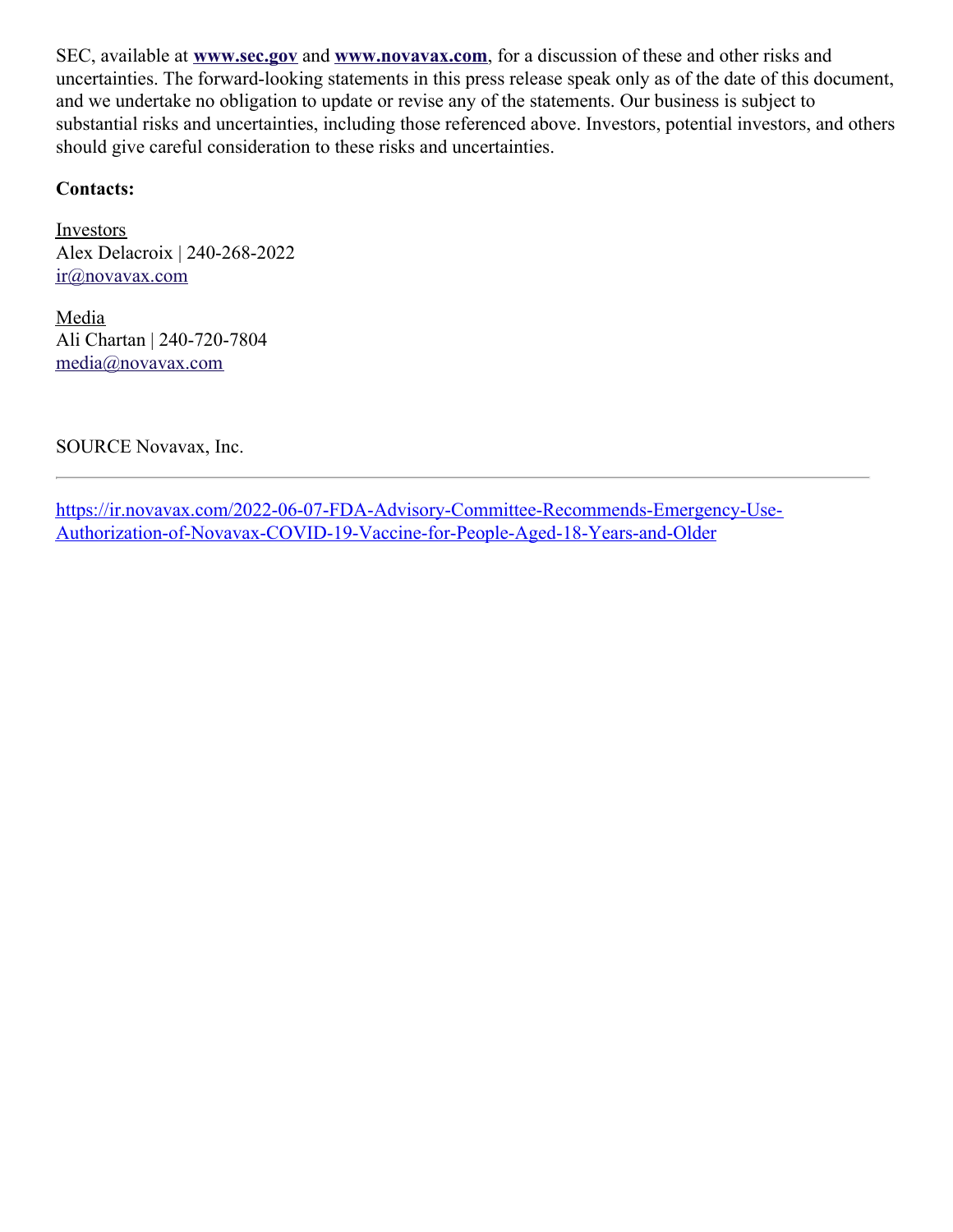SEC, available at **[www.sec.gov](http://www.sec.gov)** and **[www.novavax.com](http://www.novavax.com)**, for a discussion of these and other risks and uncertainties. The forward-looking statements in this press release speak only as of the date of this document, and we undertake no obligation to update or revise any of the statements. Our business is subject to substantial risks and uncertainties, including those referenced above. Investors, potential investors, and others should give careful consideration to these risks and uncertainties.

**Contacts:**

Investors
Alex Delacroix | 240-268-2022
ir@novavax.com

Media
Ali Chartan | 240-720-7804
media@novavax.com

SOURCE Novavax, Inc.

---

https://ir.novavax.com/2022-06-07-FDA-Advisory-Committee-Recommends-Emergency-Use-Authorization-of-Novavax-COVID-19-Vaccine-for-People-Aged-18-Years-and-Older